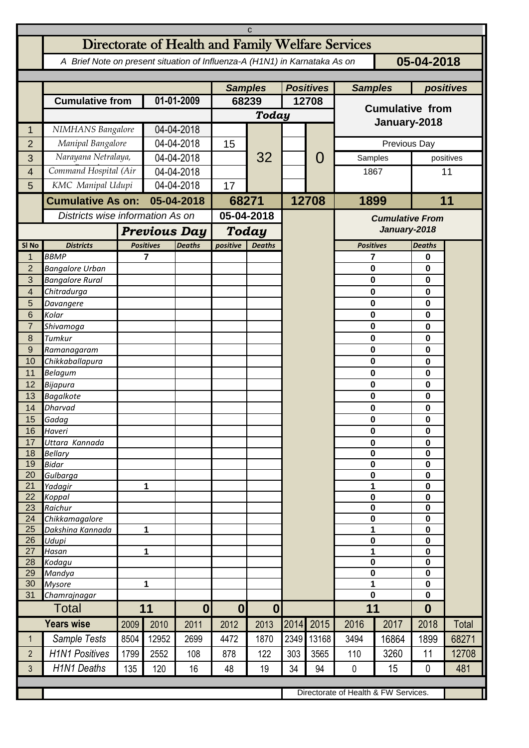# Directorate of Health and Family Welfare Services

*A Brief Note on present situation of Influenza-A (H1N1) in Karnataka As on* **05-04-2018**

| | | | Samples | | Positives | | Samples | positives |
|---|---|---|---|---|---|---|---|---|
| | **Cumulative from** | **01-01-2009** | **68239** | | **12708** | | **Cumulative from January-2018** | |
| | | | ***Today*** | | | | | |
| 1 | NIMHANS Bangalore | 04-04-2018 | | 32 | | 0 | | |
| 2 | Manipal Bangalore | 04-04-2018 | 15 | | | | Previous Day | |
| 3 | Narayana Netralaya, | 04-04-2018 | | | | | Samples | positives |
| 4 | Command Hospital (Air | 04-04-2018 | | | | | 1867 | 11 |
| 5 | KMC Manipal Udupi | 04-04-2018 | 17 | | | | | |
| | **Cumulative As on:** | **05-04-2018** | **68271** | | **12708** | | **1899** | **11** |

| Sl No | Districts | Previous Day Positives | Previous Day Deaths | Today positive | Today Deaths | Cumulative From January-2018 Positives | Cumulative From January-2018 Deaths |
|---|---|---|---|---|---|---|---|
| | *Districts wise information As on* | | | **05-04-2018** | | | |
| 1 | BBMP | 7 | | | | 7 | 0 |
| 2 | Bangalore Urban | | | | | 0 | 0 |
| 3 | Bangalore Rural | | | | | 0 | 0 |
| 4 | Chitradurga | | | | | 0 | 0 |
| 5 | Davangere | | | | | 0 | 0 |
| 6 | Kolar | | | | | 0 | 0 |
| 7 | Shivamoga | | | | | 0 | 0 |
| 8 | Tumkur | | | | | 0 | 0 |
| 9 | Ramanagaram | | | | | 0 | 0 |
| 10 | Chikkaballapura | | | | | 0 | 0 |
| 11 | Belagum | | | | | 0 | 0 |
| 12 | Bijapura | | | | | 0 | 0 |
| 13 | Bagalkote | | | | | 0 | 0 |
| 14 | Dharvad | | | | | 0 | 0 |
| 15 | Gadag | | | | | 0 | 0 |
| 16 | Haveri | | | | | 0 | 0 |
| 17 | Uttara Kannada | | | | | 0 | 0 |
| 18 | Bellary | | | | | 0 | 0 |
| 19 | Bidar | | | | | 0 | 0 |
| 20 | Gulbarga | | | | | 0 | 0 |
| 21 | Yadagir | 1 | | | | 1 | 0 |
| 22 | Koppal | | | | | 0 | 0 |
| 23 | Raichur | | | | | 0 | 0 |
| 24 | Chikkamagalore | | | | | 0 | 0 |
| 25 | Dakshina Kannada | 1 | | | | 1 | 0 |
| 26 | Udupi | | | | | 0 | 0 |
| 27 | Hasan | 1 | | | | 1 | 0 |
| 28 | Kodagu | | | | | 0 | 0 |
| 29 | Mandya | | | | | 0 | 0 |
| 30 | Mysore | 1 | | | | 1 | 0 |
| 31 | Chamrajnagar | | | | | 0 | 0 |
| | **Total** | **11** | **0** | **0** | **0** | **11** | **0** |

| | Years wise | 2009 | 2010 | 2011 | 2012 | 2013 | 2014 | 2015 | 2016 | 2017 | 2018 | Total |
|---|---|---|---|---|---|---|---|---|---|---|---|---|
| 1 | Sample Tests | 8504 | 12952 | 2699 | 4472 | 1870 | 2349 | 13168 | 3494 | 16864 | 1899 | 68271 |
| 2 | H1N1 Positives | 1799 | 2552 | 108 | 878 | 122 | 303 | 3565 | 110 | 3260 | 11 | 12708 |
| 3 | H1N1 Deaths | 135 | 120 | 16 | 48 | 19 | 34 | 94 | 0 | 15 | 0 | 481 |

Directorate of Health & FW Services.